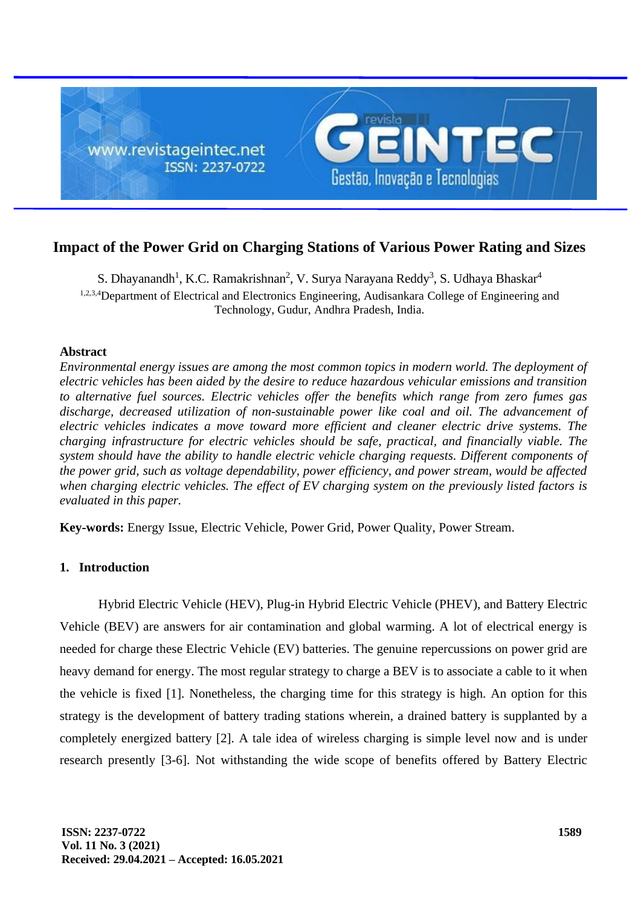# Impact of the Power Grid on Charging Stations of Various Power Rating and Sizes

S. Dhayanandh[1], K.C. Ramakrishnan[2], V. Surya Narayana Reddy[3], S. Udhaya Bhaskar[4]

[1,2,3,4]Department of Electrical and Electronics Engineering, Audisankara College of Engineering and Technology, Gudur, Andhra Pradesh, India.

**Abstract**

*Environmental energy issues are among the most common topics in modern world. The deployment of electric vehicles has been aided by the desire to reduce hazardous vehicular emissions and transition to alternative fuel sources. Electric vehicles offer the benefits which range from zero fumes gas discharge, decreased utilization of non-sustainable power like coal and oil. The advancement of electric vehicles indicates a move toward more efficient and cleaner electric drive systems. The charging infrastructure for electric vehicles should be safe, practical, and financially viable. The system should have the ability to handle electric vehicle charging requests. Different components of the power grid, such as voltage dependability, power efficiency, and power stream, would be affected when charging electric vehicles. The effect of EV charging system on the previously listed factors is evaluated in this paper.*

**Key-words:** Energy Issue, Electric Vehicle, Power Grid, Power Quality, Power Stream.

## 1. Introduction

Hybrid Electric Vehicle (HEV), Plug-in Hybrid Electric Vehicle (PHEV), and Battery Electric Vehicle (BEV) are answers for air contamination and global warming. A lot of electrical energy is needed for charge these Electric Vehicle (EV) batteries. The genuine repercussions on power grid are heavy demand for energy. The most regular strategy to charge a BEV is to associate a cable to it when the vehicle is fixed [1]. Nonetheless, the charging time for this strategy is high. An option for this strategy is the development of battery trading stations wherein, a drained battery is supplanted by a completely energized battery [2]. A tale idea of wireless charging is simple level now and is under research presently [3-6]. Not withstanding the wide scope of benefits offered by Battery Electric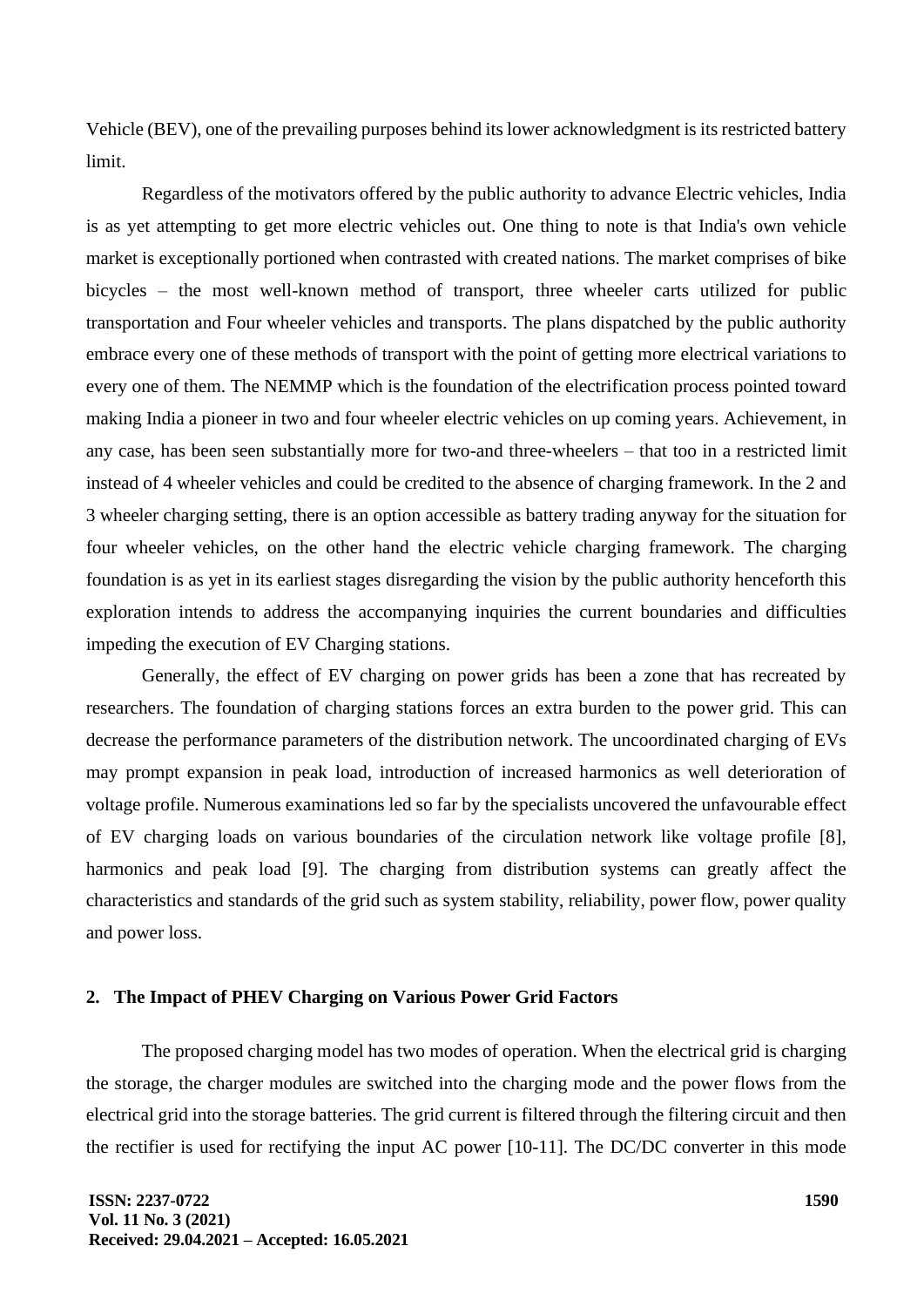Vehicle (BEV), one of the prevailing purposes behind its lower acknowledgment is its restricted battery limit.

Regardless of the motivators offered by the public authority to advance Electric vehicles, India is as yet attempting to get more electric vehicles out. One thing to note is that India's own vehicle market is exceptionally portioned when contrasted with created nations. The market comprises of bike bicycles – the most well-known method of transport, three wheeler carts utilized for public transportation and Four wheeler vehicles and transports. The plans dispatched by the public authority embrace every one of these methods of transport with the point of getting more electrical variations to every one of them. The NEMMP which is the foundation of the electrification process pointed toward making India a pioneer in two and four wheeler electric vehicles on up coming years. Achievement, in any case, has been seen substantially more for two-and three-wheelers – that too in a restricted limit instead of 4 wheeler vehicles and could be credited to the absence of charging framework. In the 2 and 3 wheeler charging setting, there is an option accessible as battery trading anyway for the situation for four wheeler vehicles, on the other hand the electric vehicle charging framework. The charging foundation is as yet in its earliest stages disregarding the vision by the public authority henceforth this exploration intends to address the accompanying inquiries the current boundaries and difficulties impeding the execution of EV Charging stations.

Generally, the effect of EV charging on power grids has been a zone that has recreated by researchers. The foundation of charging stations forces an extra burden to the power grid. This can decrease the performance parameters of the distribution network. The uncoordinated charging of EVs may prompt expansion in peak load, introduction of increased harmonics as well deterioration of voltage profile. Numerous examinations led so far by the specialists uncovered the unfavourable effect of EV charging loads on various boundaries of the circulation network like voltage profile [8], harmonics and peak load [9]. The charging from distribution systems can greatly affect the characteristics and standards of the grid such as system stability, reliability, power flow, power quality and power loss.

## 2. The Impact of PHEV Charging on Various Power Grid Factors

The proposed charging model has two modes of operation. When the electrical grid is charging the storage, the charger modules are switched into the charging mode and the power flows from the electrical grid into the storage batteries. The grid current is filtered through the filtering circuit and then the rectifier is used for rectifying the input AC power [10-11]. The DC/DC converter in this mode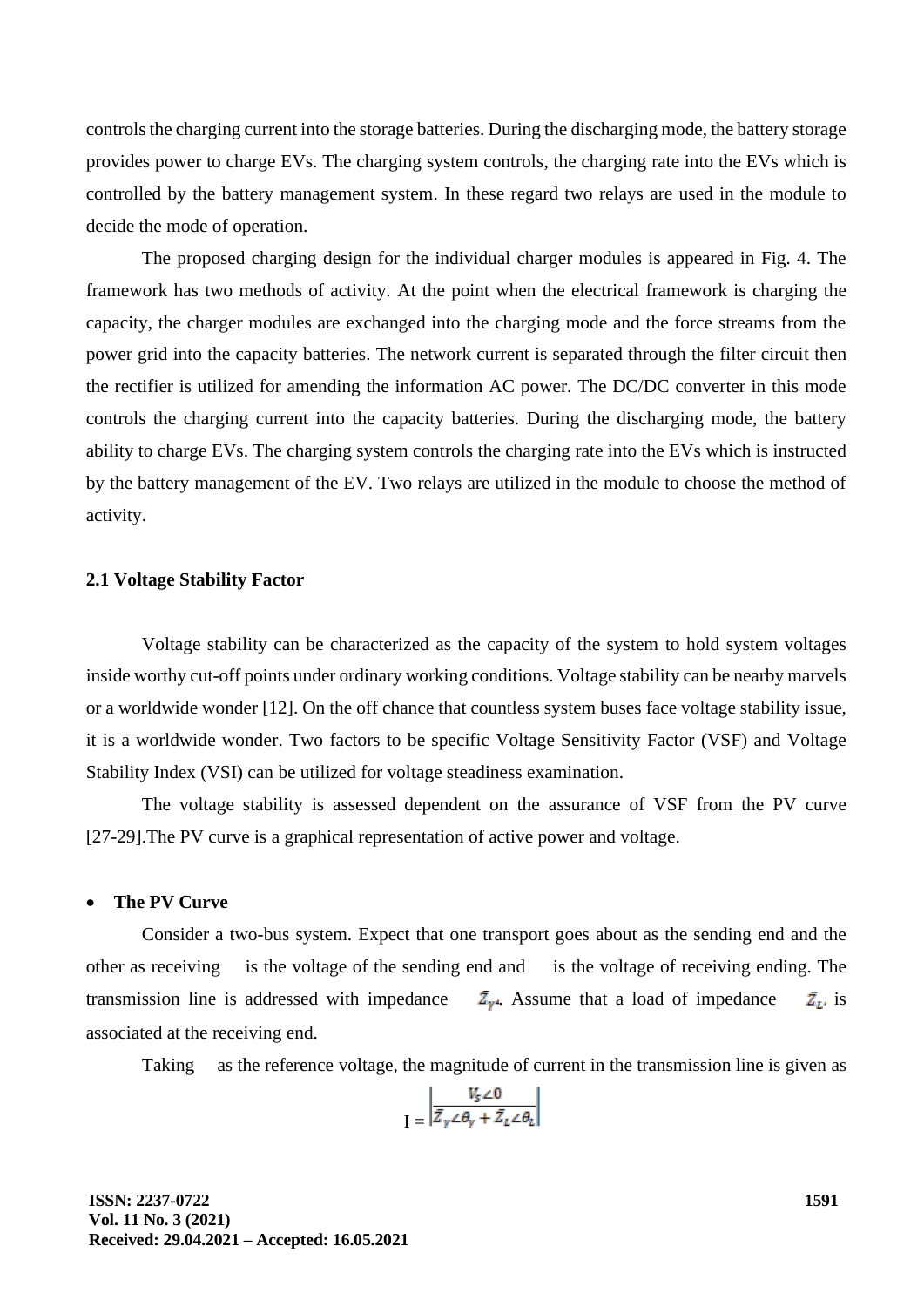controls the charging current into the storage batteries. During the discharging mode, the battery storage provides power to charge EVs. The charging system controls, the charging rate into the EVs which is controlled by the battery management system. In these regard two relays are used in the module to decide the mode of operation.

The proposed charging design for the individual charger modules is appeared in Fig. 4. The framework has two methods of activity. At the point when the electrical framework is charging the capacity, the charger modules are exchanged into the charging mode and the force streams from the power grid into the capacity batteries. The network current is separated through the filter circuit then the rectifier is utilized for amending the information AC power. The DC/DC converter in this mode controls the charging current into the capacity batteries. During the discharging mode, the battery ability to charge EVs. The charging system controls the charging rate into the EVs which is instructed by the battery management of the EV. Two relays are utilized in the module to choose the method of activity.

### 2.1 Voltage Stability Factor

Voltage stability can be characterized as the capacity of the system to hold system voltages inside worthy cut-off points under ordinary working conditions. Voltage stability can be nearby marvels or a worldwide wonder [12]. On the off chance that countless system buses face voltage stability issue, it is a worldwide wonder. Two factors to be specific Voltage Sensitivity Factor (VSF) and Voltage Stability Index (VSI) can be utilized for voltage steadiness examination.

The voltage stability is assessed dependent on the assurance of VSF from the PV curve [27-29].The PV curve is a graphical representation of active power and voltage.

- **The PV Curve**

Consider a two-bus system. Expect that one transport goes about as the sending end and the other as receiving is the voltage of the sending end and is the voltage of receiving ending. The transmission line is addressed with impedance $\bar{Z}_{\gamma}$. Assume that a load of impedance $\bar{Z}_{L}$ is associated at the receiving end.

Taking as the reference voltage, the magnitude of current in the transmission line is given as

$$I = \left| \frac{V_S \angle 0}{\bar{Z}_{\gamma} \angle \theta_{\gamma} + \bar{Z}_{L} \angle \theta_{L}} \right|$$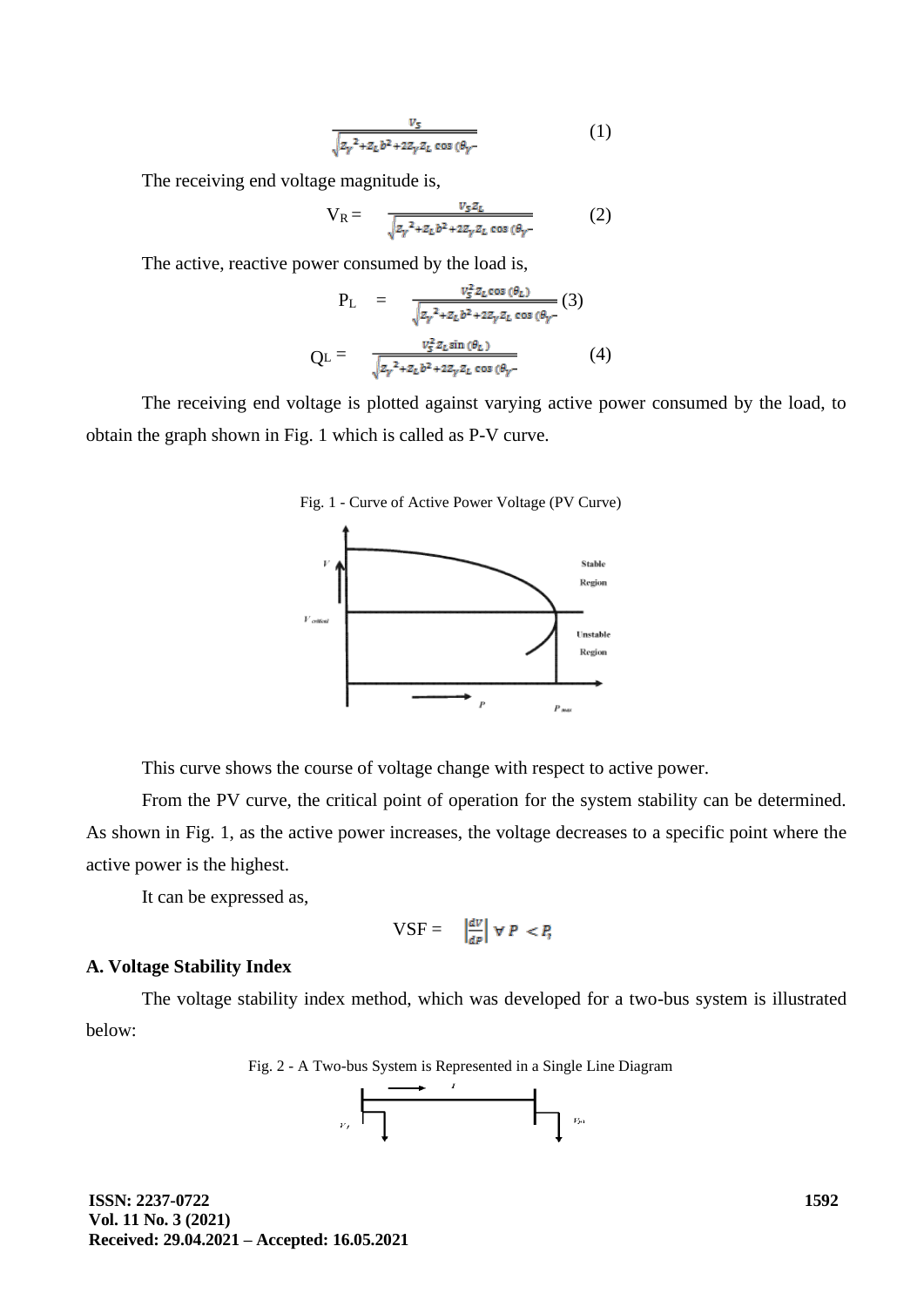$$\frac{V_S}{\sqrt{Z_\gamma{}^2+Z_L b^2+2Z_\gamma Z_L \cos(\theta_\gamma -}} \qquad (1)$$

The receiving end voltage magnitude is,

$$V_R = \frac{V_S Z_L}{\sqrt{Z_\gamma{}^2+Z_L b^2+2Z_\gamma Z_L \cos(\theta_\gamma -}} \qquad (2)$$

The active, reactive power consumed by the load is,

$$P_L = \frac{V_S^2 Z_L \cos(\theta_L)}{\sqrt{Z_\gamma{}^2+Z_L b^2+2Z_\gamma Z_L \cos(\theta_\gamma -}} \qquad (3)$$

$$Q_L = \frac{V_S^2 Z_L \sin(\theta_L)}{\sqrt{Z_\gamma{}^2+Z_L b^2+2Z_\gamma Z_L \cos(\theta_\gamma -}} \qquad (4)$$

The receiving end voltage is plotted against varying active power consumed by the load, to obtain the graph shown in Fig. 1 which is called as P-V curve.

Fig. 1 - Curve of Active Power Voltage (PV Curve)

This curve shows the course of voltage change with respect to active power.

From the PV curve, the critical point of operation for the system stability can be determined. As shown in Fig. 1, as the active power increases, the voltage decreases to a specific point where the active power is the highest.

It can be expressed as,

$$\text{VSF} = \left|\frac{dV}{dP}\right| \; \forall \; P < P_i$$

### A. Voltage Stability Index

The voltage stability index method, which was developed for a two-bus system is illustrated below:

Fig. 2 - A Two-bus System is Represented in a Single Line Diagram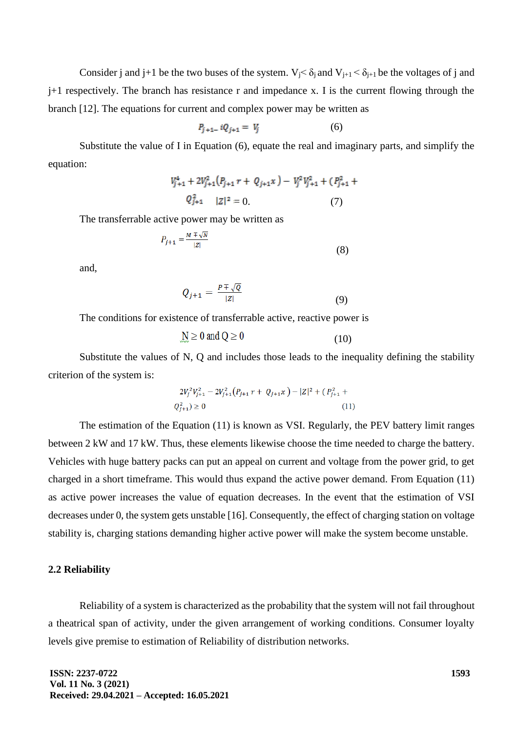Consider j and j+1 be the two buses of the system. $V_j < \delta_j$ and $V_{j+1} < \delta_{j+1}$ be the voltages of j and j+1 respectively. The branch has resistance r and impedance x. I is the current flowing through the branch [12]. The equations for current and complex power may be written as

$$P_{j+1} - iQ_{j+1} = V_j \tag{6}$$

Substitute the value of I in Equation (6), equate the real and imaginary parts, and simplify the equation:

$$V_{j+1}^4 + 2V_{j+1}^2\left(P_{j+1}r + Q_{j+1}x\right) - V_j^2V_{j+1}^2 + (P_{j+1}^2 + Q_{j+1}^2 \quad |Z|^2 = 0. \tag{7}$$

The transferrable active power may be written as

$$P_{j+1} = \frac{M \mp \sqrt{N}}{|Z|} \tag{8}$$

and,

$$Q_{j+1} = \frac{P \mp \sqrt{Q}}{|Z|} \tag{9}$$

The conditions for existence of transferrable active, reactive power is

$$N \geq 0 \text{ and } Q \geq 0 \tag{10}$$

Substitute the values of N, Q and includes those leads to the inequality defining the stability criterion of the system is:

$$2V_j^2V_{j+1}^2 - 2V_{j+1}^2\left(P_{j+1}r + Q_{j+1}x\right) - |Z|^2 + (P_{j+1}^2 + Q_{j+1}^2) \geq 0 \tag{11}$$

The estimation of the Equation (11) is known as VSI. Regularly, the PEV battery limit ranges between 2 kW and 17 kW. Thus, these elements likewise choose the time needed to charge the battery. Vehicles with huge battery packs can put an appeal on current and voltage from the power grid, to get charged in a short timeframe. This would thus expand the active power demand. From Equation (11) as active power increases the value of equation decreases. In the event that the estimation of VSI decreases under 0, the system gets unstable [16]. Consequently, the effect of charging station on voltage stability is, charging stations demanding higher active power will make the system become unstable.

## 2.2 Reliability

Reliability of a system is characterized as the probability that the system will not fail throughout a theatrical span of activity, under the given arrangement of working conditions. Consumer loyalty levels give premise to estimation of Reliability of distribution networks.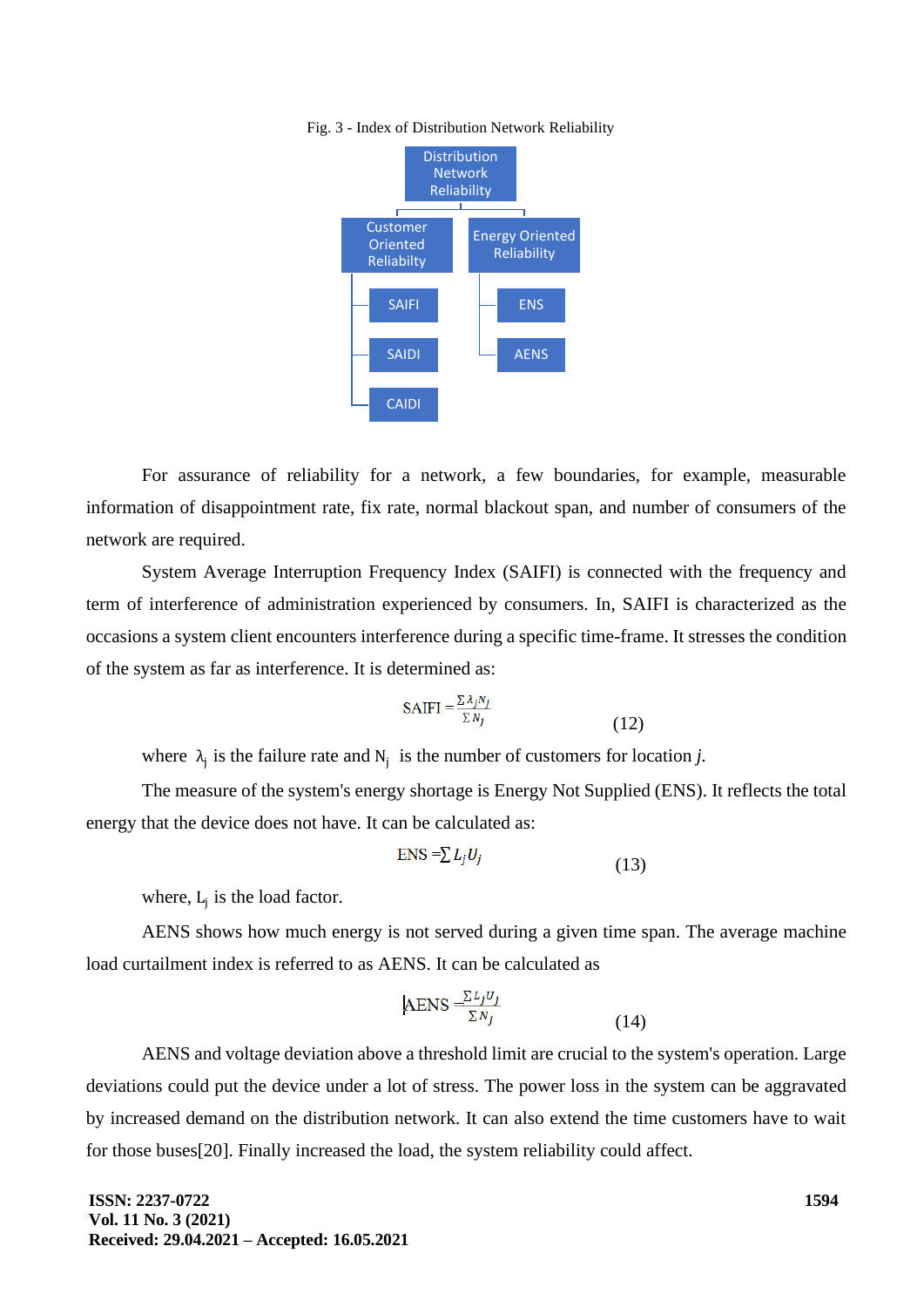Fig. 3 - Index of Distribution Network Reliability

- Distribution Network Reliability
  - Customer Oriented Reliabilty
    - SAIFI
    - SAIDI
    - CAIDI
  - Energy Oriented Reliability
    - ENS
    - AENS

For assurance of reliability for a network, a few boundaries, for example, measurable information of disappointment rate, fix rate, normal blackout span, and number of consumers of the network are required.

System Average Interruption Frequency Index (SAIFI) is connected with the frequency and term of interference of administration experienced by consumers. In, SAIFI is characterized as the occasions a system client encounters interference during a specific time-frame. It stresses the condition of the system as far as interference. It is determined as:

$$\text{SAIFI} = \frac{\sum \lambda_j N_j}{\sum N_j} \tag{12}$$

where $\lambda_j$ is the failure rate and $N_j$ is the number of customers for location *j*.

The measure of the system's energy shortage is Energy Not Supplied (ENS). It reflects the total energy that the device does not have. It can be calculated as:

$$\text{ENS} = \sum L_j U_j \tag{13}$$

where, $L_j$ is the load factor.

AENS shows how much energy is not served during a given time span. The average machine load curtailment index is referred to as AENS. It can be calculated as

$$\text{AENS} = \frac{\sum L_j U_j}{\sum N_j} \tag{14}$$

AENS and voltage deviation above a threshold limit are crucial to the system's operation. Large deviations could put the device under a lot of stress. The power loss in the system can be aggravated by increased demand on the distribution network. It can also extend the time customers have to wait for those buses[20]. Finally increased the load, the system reliability could affect.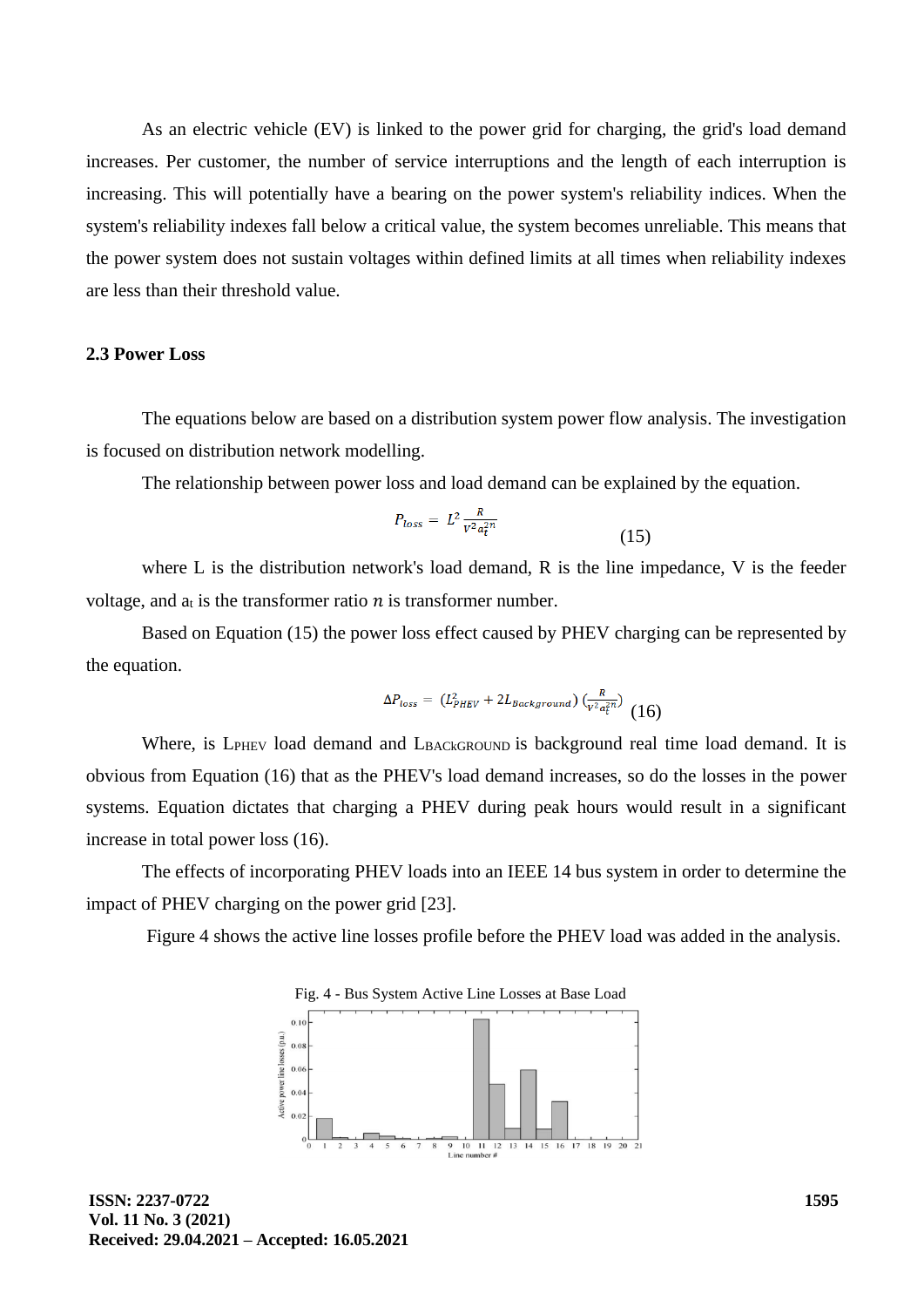As an electric vehicle (EV) is linked to the power grid for charging, the grid's load demand increases. Per customer, the number of service interruptions and the length of each interruption is increasing. This will potentially have a bearing on the power system's reliability indices. When the system's reliability indexes fall below a critical value, the system becomes unreliable. This means that the power system does not sustain voltages within defined limits at all times when reliability indexes are less than their threshold value.

### 2.3 Power Loss

The equations below are based on a distribution system power flow analysis. The investigation is focused on distribution network modelling.

The relationship between power loss and load demand can be explained by the equation.

$$P_{loss} = L^2 \frac{R}{V^2 a_t^{2n}} \tag{15}$$

where L is the distribution network's load demand, R is the line impedance, V is the feeder voltage, and $a_t$ is the transformer ratio $n$ is transformer number.

Based on Equation (15) the power loss effect caused by PHEV charging can be represented by the equation.

$$\Delta P_{loss} = (L_{PHEV}^2 + 2L_{Background})\left(\frac{R}{V^2 a_t^{2n}}\right) \tag{16}$$

Where, is $L_{PHEV}$ load demand and $L_{BACkGROUND}$ is background real time load demand. It is obvious from Equation (16) that as the PHEV's load demand increases, so do the losses in the power systems. Equation dictates that charging a PHEV during peak hours would result in a significant increase in total power loss (16).

The effects of incorporating PHEV loads into an IEEE 14 bus system in order to determine the impact of PHEV charging on the power grid [23].

Figure 4 shows the active line losses profile before the PHEV load was added in the analysis.

Fig. 4 - Bus System Active Line Losses at Base Load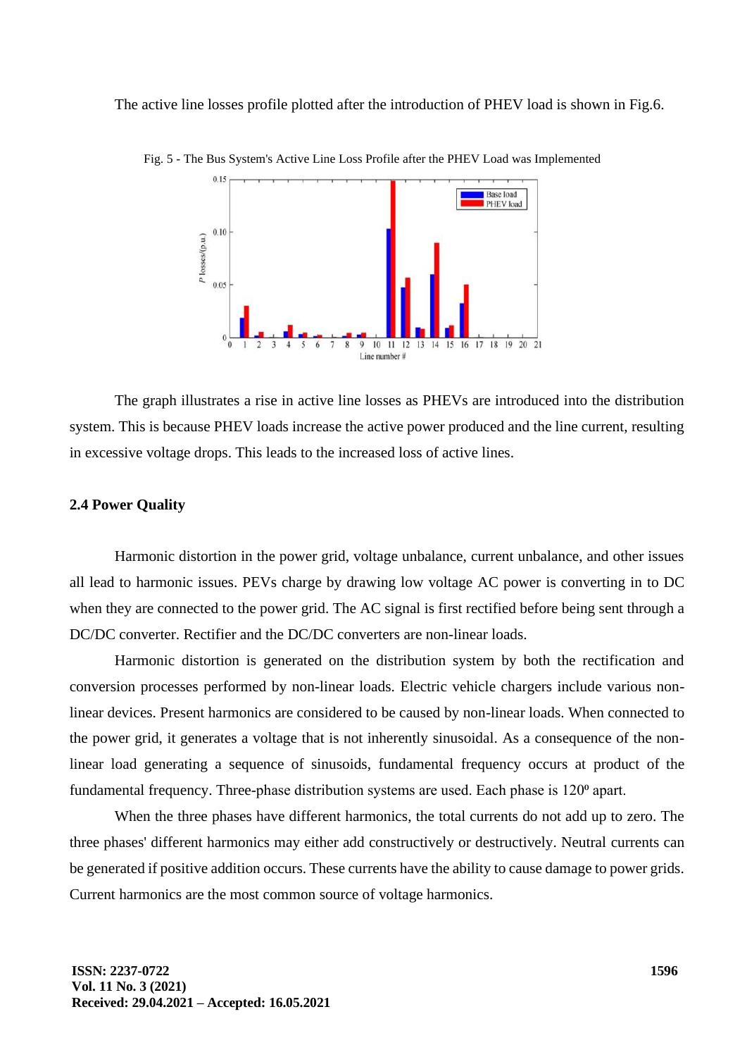The active line losses profile plotted after the introduction of PHEV load is shown in Fig.6.

Fig. 5 - The Bus System's Active Line Loss Profile after the PHEV Load was Implemented

The graph illustrates a rise in active line losses as PHEVs are introduced into the distribution system. This is because PHEV loads increase the active power produced and the line current, resulting in excessive voltage drops. This leads to the increased loss of active lines.

### 2.4 Power Quality

Harmonic distortion in the power grid, voltage unbalance, current unbalance, and other issues all lead to harmonic issues. PEVs charge by drawing low voltage AC power is converting in to DC when they are connected to the power grid. The AC signal is first rectified before being sent through a DC/DC converter. Rectifier and the DC/DC converters are non-linear loads.

Harmonic distortion is generated on the distribution system by both the rectification and conversion processes performed by non-linear loads. Electric vehicle chargers include various non-linear devices. Present harmonics are considered to be caused by non-linear loads. When connected to the power grid, it generates a voltage that is not inherently sinusoidal. As a consequence of the non-linear load generating a sequence of sinusoids, fundamental frequency occurs at product of the fundamental frequency. Three-phase distribution systems are used. Each phase is 120º apart.

When the three phases have different harmonics, the total currents do not add up to zero. The three phases' different harmonics may either add constructively or destructively. Neutral currents can be generated if positive addition occurs. These currents have the ability to cause damage to power grids. Current harmonics are the most common source of voltage harmonics.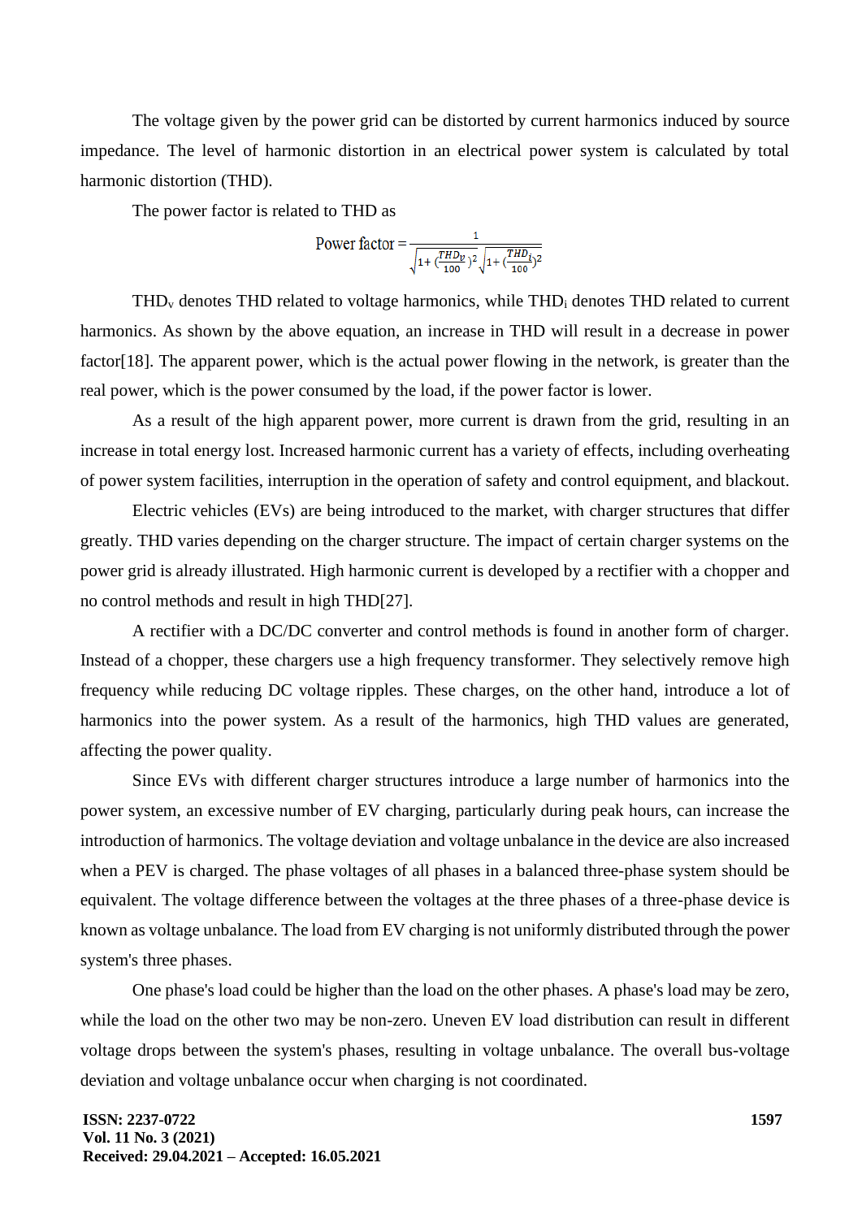The voltage given by the power grid can be distorted by current harmonics induced by source impedance. The level of harmonic distortion in an electrical power system is calculated by total harmonic distortion (THD).

The power factor is related to THD as

$$\text{Power factor} = \frac{1}{\sqrt{1+(\frac{THD_v}{100})^2}\sqrt{1+(\frac{THD_i}{100})^2}}$$

$THD_v$ denotes THD related to voltage harmonics, while $THD_i$ denotes THD related to current harmonics. As shown by the above equation, an increase in THD will result in a decrease in power factor[18]. The apparent power, which is the actual power flowing in the network, is greater than the real power, which is the power consumed by the load, if the power factor is lower.

As a result of the high apparent power, more current is drawn from the grid, resulting in an increase in total energy lost. Increased harmonic current has a variety of effects, including overheating of power system facilities, interruption in the operation of safety and control equipment, and blackout.

Electric vehicles (EVs) are being introduced to the market, with charger structures that differ greatly. THD varies depending on the charger structure. The impact of certain charger systems on the power grid is already illustrated. High harmonic current is developed by a rectifier with a chopper and no control methods and result in high THD[27].

A rectifier with a DC/DC converter and control methods is found in another form of charger. Instead of a chopper, these chargers use a high frequency transformer. They selectively remove high frequency while reducing DC voltage ripples. These charges, on the other hand, introduce a lot of harmonics into the power system. As a result of the harmonics, high THD values are generated, affecting the power quality.

Since EVs with different charger structures introduce a large number of harmonics into the power system, an excessive number of EV charging, particularly during peak hours, can increase the introduction of harmonics. The voltage deviation and voltage unbalance in the device are also increased when a PEV is charged. The phase voltages of all phases in a balanced three-phase system should be equivalent. The voltage difference between the voltages at the three phases of a three-phase device is known as voltage unbalance. The load from EV charging is not uniformly distributed through the power system's three phases.

One phase's load could be higher than the load on the other phases. A phase's load may be zero, while the load on the other two may be non-zero. Uneven EV load distribution can result in different voltage drops between the system's phases, resulting in voltage unbalance. The overall bus-voltage deviation and voltage unbalance occur when charging is not coordinated.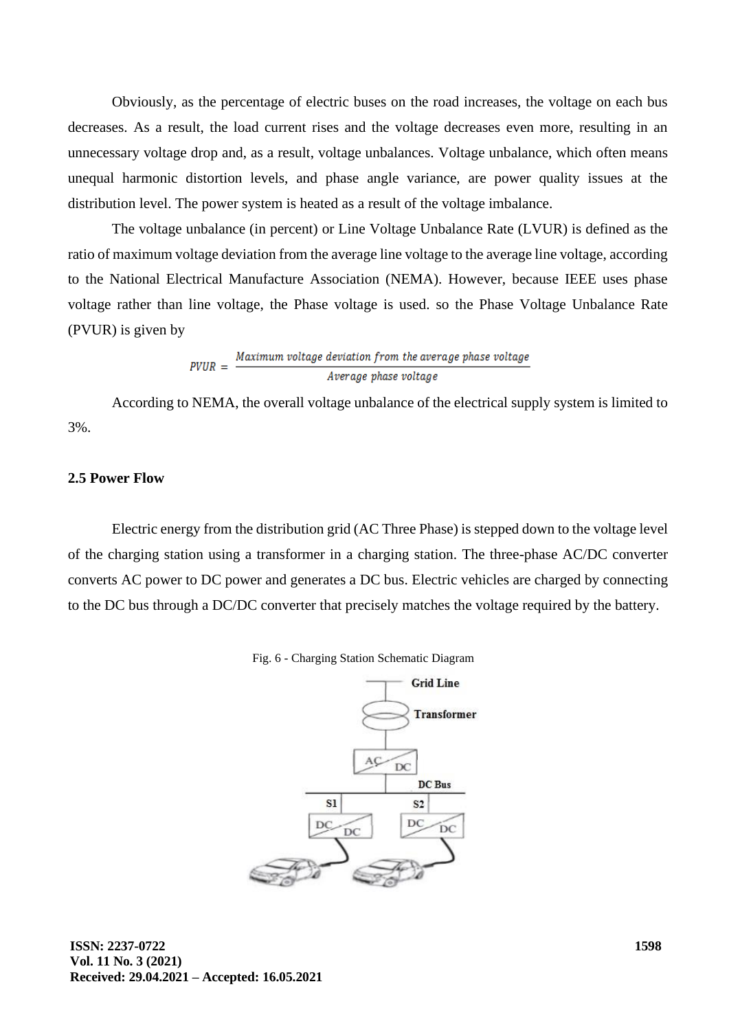Obviously, as the percentage of electric buses on the road increases, the voltage on each bus decreases. As a result, the load current rises and the voltage decreases even more, resulting in an unnecessary voltage drop and, as a result, voltage unbalances. Voltage unbalance, which often means unequal harmonic distortion levels, and phase angle variance, are power quality issues at the distribution level. The power system is heated as a result of the voltage imbalance.

The voltage unbalance (in percent) or Line Voltage Unbalance Rate (LVUR) is defined as the ratio of maximum voltage deviation from the average line voltage to the average line voltage, according to the National Electrical Manufacture Association (NEMA). However, because IEEE uses phase voltage rather than line voltage, the Phase voltage is used. so the Phase Voltage Unbalance Rate (PVUR) is given by

$$PVUR = \frac{\textit{Maximum voltage deviation from the average phase voltage}}{\textit{Average phase voltage}}$$

According to NEMA, the overall voltage unbalance of the electrical supply system is limited to 3%.

### 2.5 Power Flow

Electric energy from the distribution grid (AC Three Phase) is stepped down to the voltage level of the charging station using a transformer in a charging station. The three-phase AC/DC converter converts AC power to DC power and generates a DC bus. Electric vehicles are charged by connecting to the DC bus through a DC/DC converter that precisely matches the voltage required by the battery.

Fig. 6 - Charging Station Schematic Diagram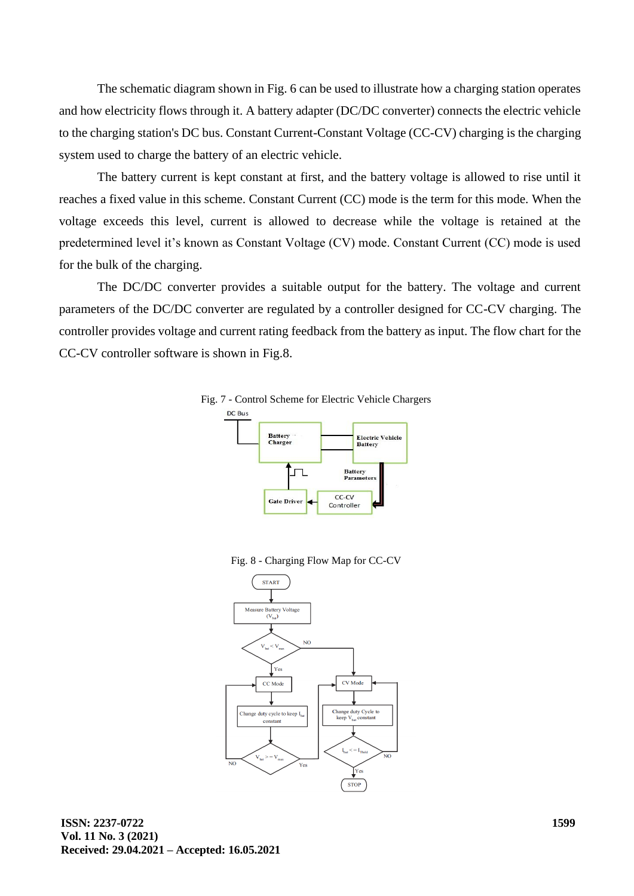The schematic diagram shown in Fig. 6 can be used to illustrate how a charging station operates and how electricity flows through it. A battery adapter (DC/DC converter) connects the electric vehicle to the charging station's DC bus. Constant Current-Constant Voltage (CC-CV) charging is the charging system used to charge the battery of an electric vehicle.

The battery current is kept constant at first, and the battery voltage is allowed to rise until it reaches a fixed value in this scheme. Constant Current (CC) mode is the term for this mode. When the voltage exceeds this level, current is allowed to decrease while the voltage is retained at the predetermined level it's known as Constant Voltage (CV) mode. Constant Current (CC) mode is used for the bulk of the charging.

The DC/DC converter provides a suitable output for the battery. The voltage and current parameters of the DC/DC converter are regulated by a controller designed for CC-CV charging. The controller provides voltage and current rating feedback from the battery as input. The flow chart for the CC-CV controller software is shown in Fig.8.

Fig. 7 - Control Scheme for Electric Vehicle Chargers

Fig. 8 - Charging Flow Map for CC-CV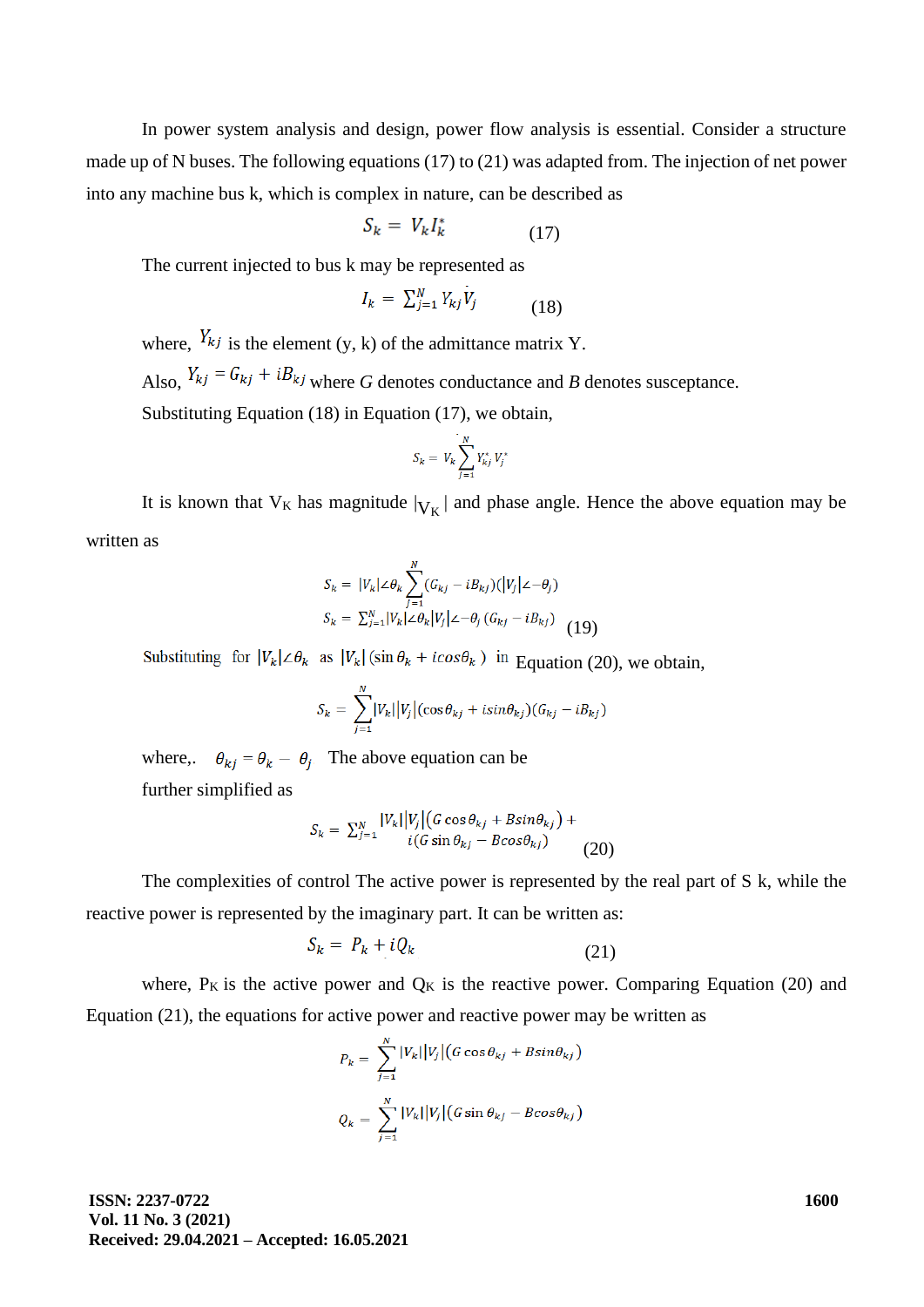In power system analysis and design, power flow analysis is essential. Consider a structure made up of N buses. The following equations (17) to (21) was adapted from. The injection of net power into any machine bus k, which is complex in nature, can be described as

$$S_k = V_k I_k^* \qquad (17)$$

The current injected to bus k may be represented as

$$I_k = \sum_{j=1}^{N} Y_{kj} \dot{V}_j \qquad (18)$$

where, $Y_{kj}$ is the element (y, k) of the admittance matrix Y.

Also, $Y_{kj} = G_{kj} + iB_{kj}$ where *G* denotes conductance and *B* denotes susceptance.

Substituting Equation (18) in Equation (17), we obtain,

$$S_k = V_k \sum_{j=1}^{N} Y_{kj}^* V_j^*$$

It is known that $V_K$ has magnitude $|V_K|$ and phase angle. Hence the above equation may be written as

$$S_k = |V_k|\angle\theta_k \sum_{j=1}^{N} (G_{kj} - iB_{kj})(|V_j|\angle -\theta_j)$$

$$S_k = \sum_{j=1}^{N} |V_k|\angle\theta_k |V_j| \angle -\theta_j \,(G_{kj} - iB_{kj}) \qquad (19)$$

Substituting for $|V_k|\angle\theta_k$ as $|V_k|\,(\sin\theta_k + i\cos\theta_k)$ in Equation (20), we obtain,

$$S_k = \sum_{j=1}^{N} |V_k||V_j|(\cos\theta_{kj} + i\sin\theta_{kj})(G_{kj} - iB_{kj})$$

where,. $\theta_{kj} = \theta_k - \theta_j$ The above equation can be further simplified as

$$S_k = \sum_{j=1}^{N} |V_k||V_j|\left(G\cos\theta_{kj} + B\sin\theta_{kj}\right) + i(G\sin\theta_{kj} - B\cos\theta_{kj}) \qquad (20)$$

The complexities of control The active power is represented by the real part of S k, while the reactive power is represented by the imaginary part. It can be written as:

$$S_k = P_k + iQ_k \qquad (21)$$

where, $P_K$ is the active power and $Q_K$ is the reactive power. Comparing Equation (20) and Equation (21), the equations for active power and reactive power may be written as

$$P_k = \sum_{j=1}^{N} |V_k||V_j|\left(G\cos\theta_{kj} + B\sin\theta_{kj}\right)$$

$$Q_k = \sum_{j=1}^{N} |V_k||V_j|\left(G\sin\theta_{kj} - B\cos\theta_{kj}\right)$$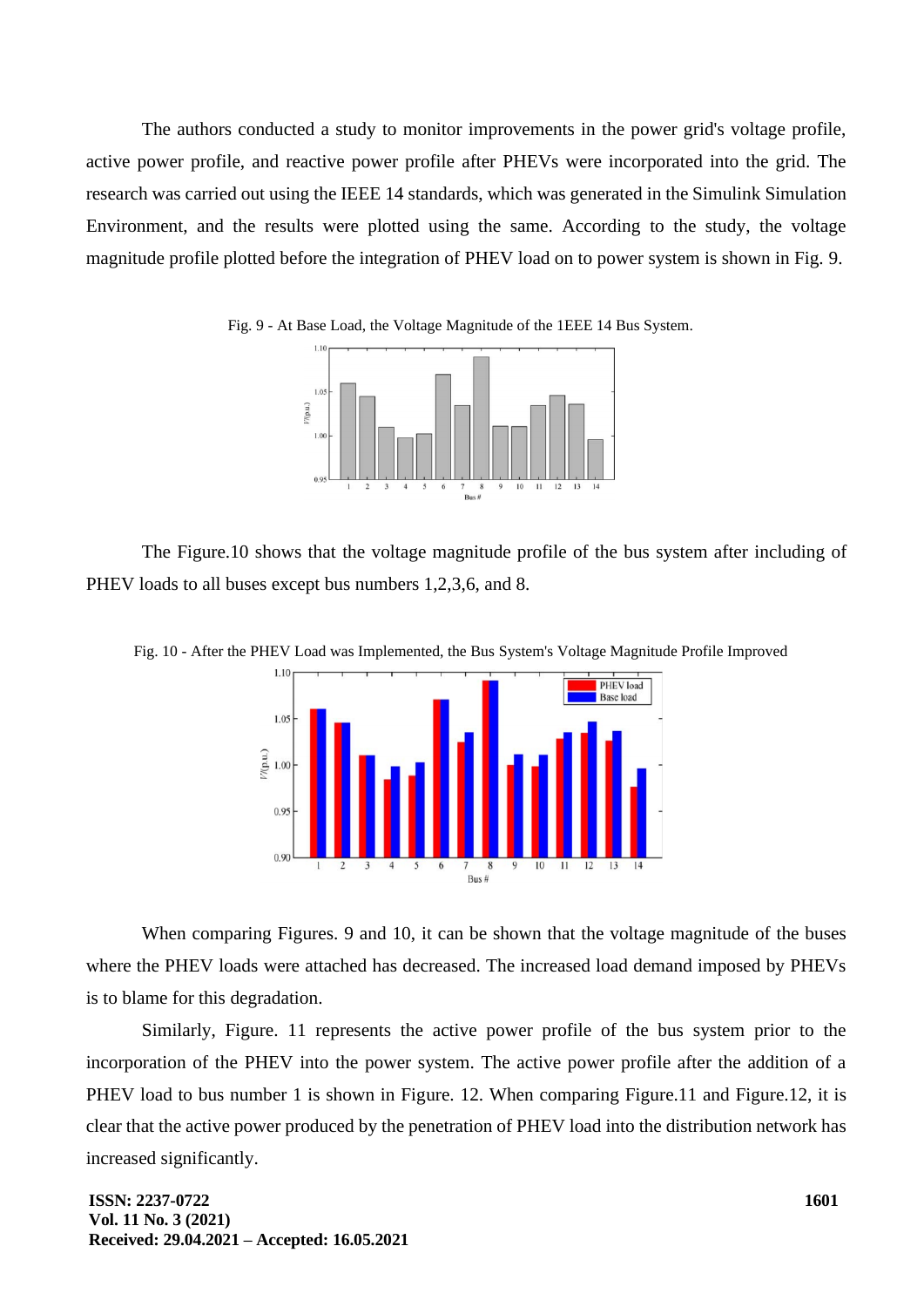The authors conducted a study to monitor improvements in the power grid's voltage profile, active power profile, and reactive power profile after PHEVs were incorporated into the grid. The research was carried out using the IEEE 14 standards, which was generated in the Simulink Simulation Environment, and the results were plotted using the same. According to the study, the voltage magnitude profile plotted before the integration of PHEV load on to power system is shown in Fig. 9.

Fig. 9 - At Base Load, the Voltage Magnitude of the 1EEE 14 Bus System.

The Figure.10 shows that the voltage magnitude profile of the bus system after including of PHEV loads to all buses except bus numbers 1,2,3,6, and 8.

Fig. 10 - After the PHEV Load was Implemented, the Bus System's Voltage Magnitude Profile Improved

When comparing Figures. 9 and 10, it can be shown that the voltage magnitude of the buses where the PHEV loads were attached has decreased. The increased load demand imposed by PHEVs is to blame for this degradation.

Similarly, Figure. 11 represents the active power profile of the bus system prior to the incorporation of the PHEV into the power system. The active power profile after the addition of a PHEV load to bus number 1 is shown in Figure. 12. When comparing Figure.11 and Figure.12, it is clear that the active power produced by the penetration of PHEV load into the distribution network has increased significantly.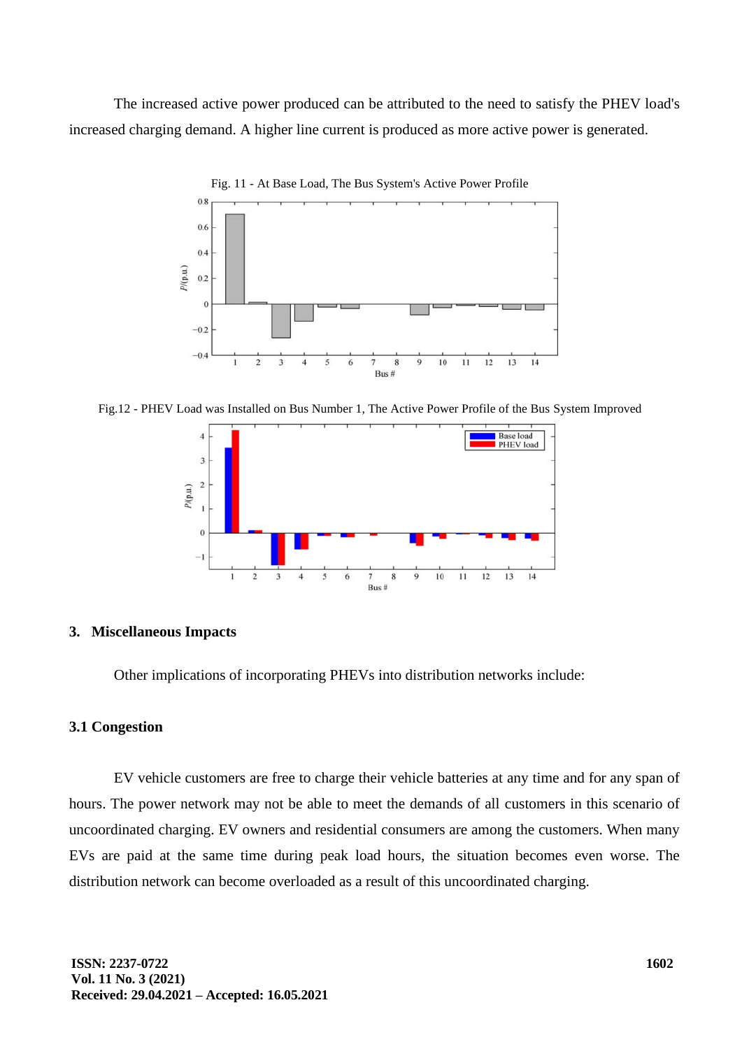The increased active power produced can be attributed to the need to satisfy the PHEV load's increased charging demand. A higher line current is produced as more active power is generated.

Fig. 11 - At Base Load, The Bus System's Active Power Profile

Fig.12 - PHEV Load was Installed on Bus Number 1, The Active Power Profile of the Bus System Improved

## 3. Miscellaneous Impacts

Other implications of incorporating PHEVs into distribution networks include:

### 3.1 Congestion

EV vehicle customers are free to charge their vehicle batteries at any time and for any span of hours. The power network may not be able to meet the demands of all customers in this scenario of uncoordinated charging. EV owners and residential consumers are among the customers. When many EVs are paid at the same time during peak load hours, the situation becomes even worse. The distribution network can become overloaded as a result of this uncoordinated charging.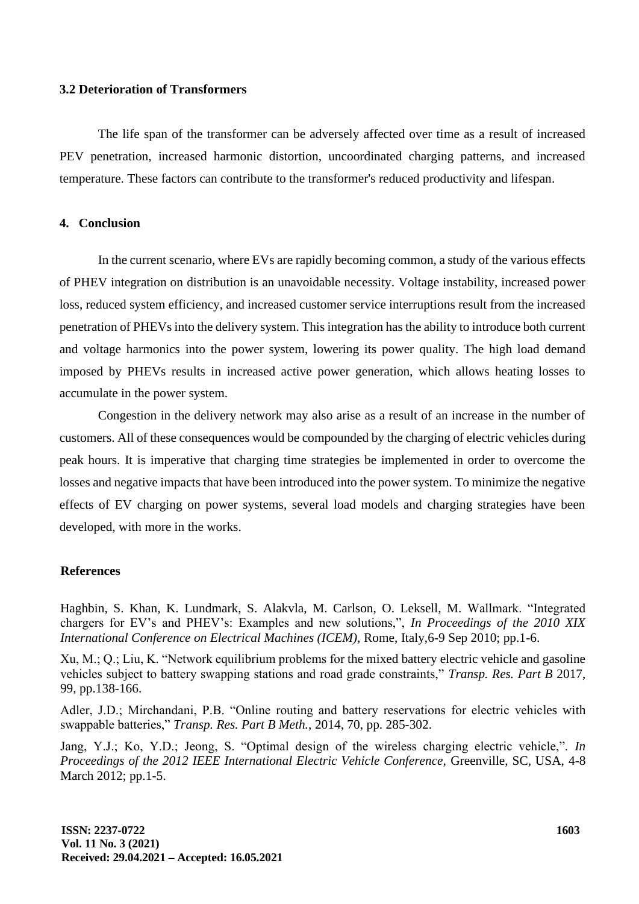### 3.2 Deterioration of Transformers

The life span of the transformer can be adversely affected over time as a result of increased PEV penetration, increased harmonic distortion, uncoordinated charging patterns, and increased temperature. These factors can contribute to the transformer's reduced productivity and lifespan.

## 4. Conclusion

In the current scenario, where EVs are rapidly becoming common, a study of the various effects of PHEV integration on distribution is an unavoidable necessity. Voltage instability, increased power loss, reduced system efficiency, and increased customer service interruptions result from the increased penetration of PHEVs into the delivery system. This integration has the ability to introduce both current and voltage harmonics into the power system, lowering its power quality. The high load demand imposed by PHEVs results in increased active power generation, which allows heating losses to accumulate in the power system.

Congestion in the delivery network may also arise as a result of an increase in the number of customers. All of these consequences would be compounded by the charging of electric vehicles during peak hours. It is imperative that charging time strategies be implemented in order to overcome the losses and negative impacts that have been introduced into the power system. To minimize the negative effects of EV charging on power systems, several load models and charging strategies have been developed, with more in the works.

## References

Haghbin, S. Khan, K. Lundmark, S. Alakvla, M. Carlson, O. Leksell, M. Wallmark. "Integrated chargers for EV's and PHEV's: Examples and new solutions,", *In Proceedings of the 2010 XIX International Conference on Electrical Machines (ICEM)*, Rome, Italy,6-9 Sep 2010; pp.1-6.

Xu, M.; Q.; Liu, K. "Network equilibrium problems for the mixed battery electric vehicle and gasoline vehicles subject to battery swapping stations and road grade constraints," *Transp. Res. Part B* 2017, 99, pp.138-166.

Adler, J.D.; Mirchandani, P.B. "Online routing and battery reservations for electric vehicles with swappable batteries," *Transp. Res. Part B Meth.*, 2014, 70, pp. 285-302.

Jang, Y.J.; Ko, Y.D.; Jeong, S. "Optimal design of the wireless charging electric vehicle,". *In Proceedings of the 2012 IEEE International Electric Vehicle Conference*, Greenville, SC, USA, 4-8 March 2012; pp.1-5.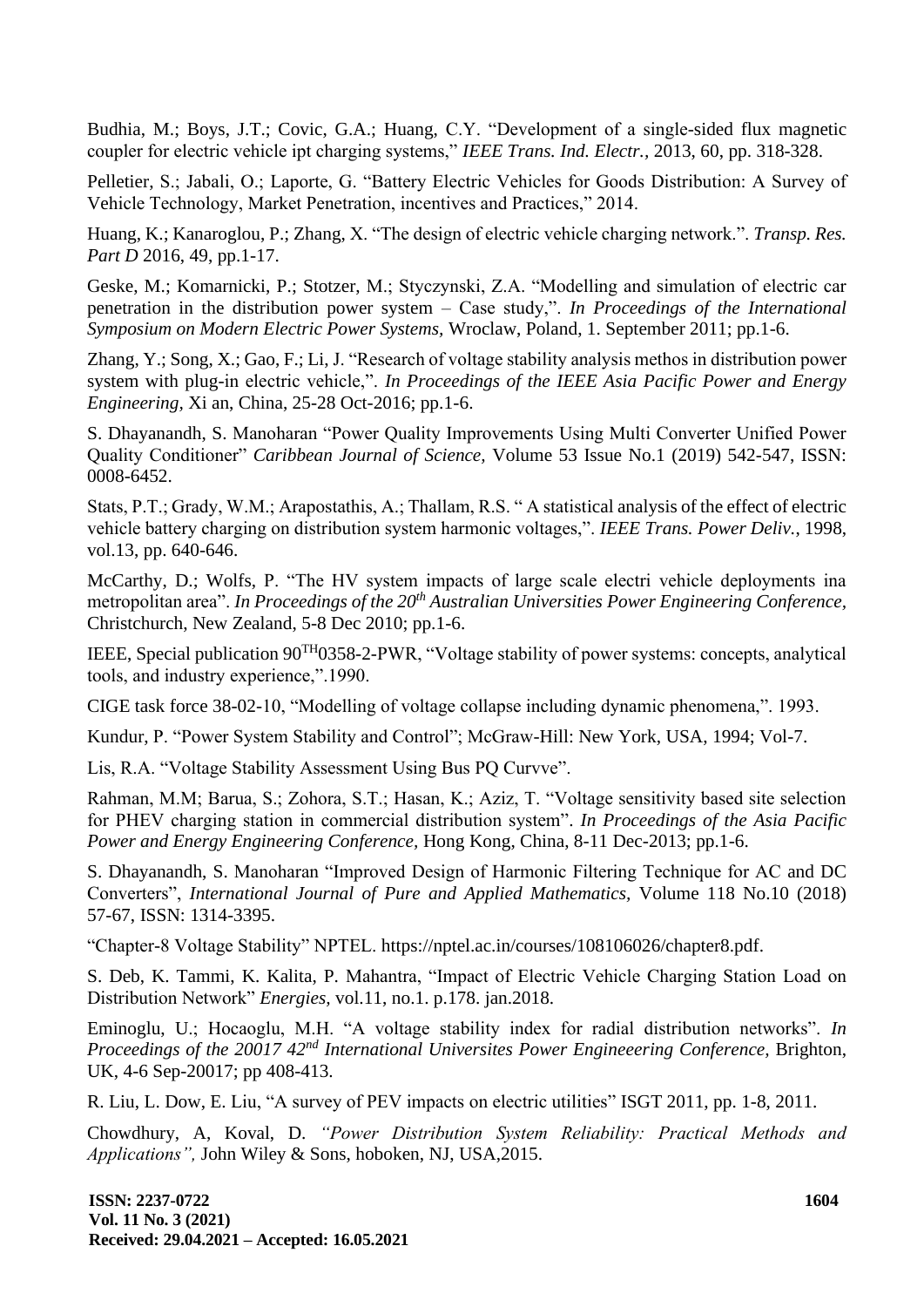Budhia, M.; Boys, J.T.; Covic, G.A.; Huang, C.Y. "Development of a single-sided flux magnetic coupler for electric vehicle ipt charging systems," *IEEE Trans. Ind. Electr.,* 2013, 60, pp. 318-328.

Pelletier, S.; Jabali, O.; Laporte, G. "Battery Electric Vehicles for Goods Distribution: A Survey of Vehicle Technology, Market Penetration, incentives and Practices," 2014.

Huang, K.; Kanaroglou, P.; Zhang, X. "The design of electric vehicle charging network.". *Transp. Res. Part D* 2016, 49, pp.1-17.

Geske, M.; Komarnicki, P.; Stotzer, M.; Styczynski, Z.A. "Modelling and simulation of electric car penetration in the distribution power system – Case study,". *In Proceedings of the International Symposium on Modern Electric Power Systems,* Wroclaw, Poland, 1. September 2011; pp.1-6.

Zhang, Y.; Song, X.; Gao, F.; Li, J. "Research of voltage stability analysis methos in distribution power system with plug-in electric vehicle,". *In Proceedings of the IEEE Asia Pacific Power and Energy Engineering,* Xi an, China, 25-28 Oct-2016; pp.1-6.

S. Dhayanandh, S. Manoharan "Power Quality Improvements Using Multi Converter Unified Power Quality Conditioner" *Caribbean Journal of Science,* Volume 53 Issue No.1 (2019) 542-547, ISSN: 0008-6452.

Stats, P.T.; Grady, W.M.; Arapostathis, A.; Thallam, R.S. " A statistical analysis of the effect of electric vehicle battery charging on distribution system harmonic voltages,". *IEEE Trans. Power Deliv.*, 1998, vol.13, pp. 640-646.

McCarthy, D.; Wolfs, P. "The HV system impacts of large scale electri vehicle deployments ina metropolitan area". *In Proceedings of the 20th Australian Universities Power Engineering Conference*, Christchurch, New Zealand, 5-8 Dec 2010; pp.1-6.

IEEE, Special publication 90TH0358-2-PWR, "Voltage stability of power systems: concepts, analytical tools, and industry experience,".1990.

CIGE task force 38-02-10, "Modelling of voltage collapse including dynamic phenomena,". 1993.

Kundur, P. "Power System Stability and Control"; McGraw-Hill: New York, USA, 1994; Vol-7.

Lis, R.A. "Voltage Stability Assessment Using Bus PQ Curvve".

Rahman, M.M; Barua, S.; Zohora, S.T.; Hasan, K.; Aziz, T. "Voltage sensitivity based site selection for PHEV charging station in commercial distribution system". *In Proceedings of the Asia Pacific Power and Energy Engineering Conference,* Hong Kong, China, 8-11 Dec-2013; pp.1-6.

S. Dhayanandh, S. Manoharan "Improved Design of Harmonic Filtering Technique for AC and DC Converters", *International Journal of Pure and Applied Mathematics,* Volume 118 No.10 (2018) 57-67, ISSN: 1314-3395.

"Chapter-8 Voltage Stability" NPTEL. https://nptel.ac.in/courses/108106026/chapter8.pdf.

S. Deb, K. Tammi, K. Kalita, P. Mahantra, "Impact of Electric Vehicle Charging Station Load on Distribution Network" *Energies,* vol.11, no.1. p.178. jan.2018.

Eminoglu, U.; Hocaoglu, M.H. "A voltage stability index for radial distribution networks". *In Proceedings of the 20017 42nd International Universites Power Engineeering Conference*, Brighton, UK, 4-6 Sep-20017; pp 408-413.

R. Liu, L. Dow, E. Liu, "A survey of PEV impacts on electric utilities" ISGT 2011, pp. 1-8, 2011.

Chowdhury, A, Koval, D. *"Power Distribution System Reliability: Practical Methods and Applications",* John Wiley & Sons, hoboken, NJ, USA,2015.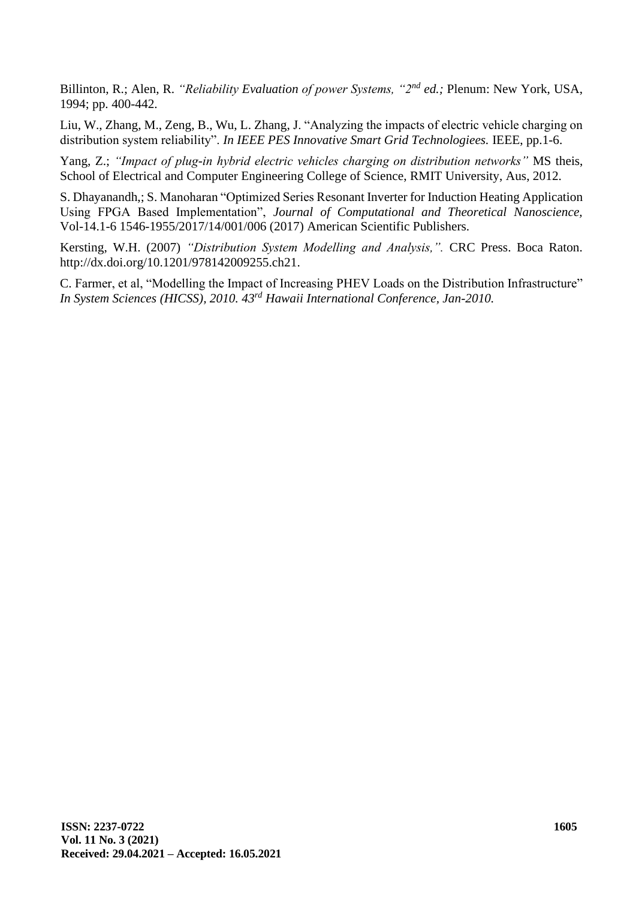Billinton, R.; Alen, R. *"Reliability Evaluation of power Systems, "2nd ed.;* Plenum: New York, USA, 1994; pp. 400-442.

Liu, W., Zhang, M., Zeng, B., Wu, L. Zhang, J. "Analyzing the impacts of electric vehicle charging on distribution system reliability". *In IEEE PES Innovative Smart Grid Technologiees.* IEEE, pp.1-6.

Yang, Z.; *"Impact of plug-in hybrid electric vehicles charging on distribution networks"* MS theis, School of Electrical and Computer Engineering College of Science, RMIT University, Aus, 2012.

S. Dhayanandh,; S. Manoharan "Optimized Series Resonant Inverter for Induction Heating Application Using FPGA Based Implementation", *Journal of Computational and Theoretical Nanoscience,* Vol-14.1-6 1546-1955/2017/14/001/006 (2017) American Scientific Publishers.

Kersting, W.H. (2007) *"Distribution System Modelling and Analysis,".* CRC Press. Boca Raton. http://dx.doi.org/10.1201/978142009255.ch21.

C. Farmer, et al, "Modelling the Impact of Increasing PHEV Loads on the Distribution Infrastructure" *In System Sciences (HICSS), 2010. 43rd Hawaii International Conference, Jan-2010.*